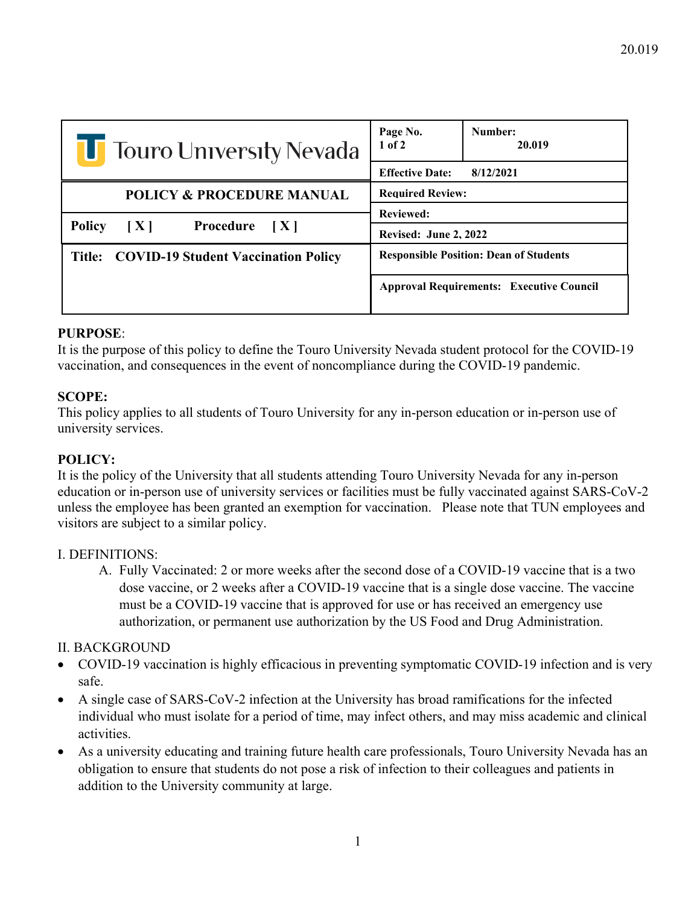| Touro University Nevada | Page No. 1 of 2 | Number: 20.019 |
|---|---|---|
| | Effective Date: 8/12/2021 | |
| POLICY & PROCEDURE MANUAL | Required Review: | |
| Policy [ X ] Procedure [ X ] | Reviewed: | |
| | Revised: June 2, 2022 | |
| Title: COVID-19 Student Vaccination Policy | Responsible Position: Dean of Students | |
| | Approval Requirements: Executive Council | |

**PURPOSE**:
It is the purpose of this policy to define the Touro University Nevada student protocol for the COVID-19 vaccination, and consequences in the event of noncompliance during the COVID-19 pandemic.

**SCOPE:**
This policy applies to all students of Touro University for any in-person education or in-person use of university services.

**POLICY:**
It is the policy of the University that all students attending Touro University Nevada for any in-person education or in-person use of university services or facilities must be fully vaccinated against SARS-CoV-2 unless the employee has been granted an exemption for vaccination. Please note that TUN employees and visitors are subject to a similar policy.

I. DEFINITIONS:

A. Fully Vaccinated: 2 or more weeks after the second dose of a COVID-19 vaccine that is a two dose vaccine, or 2 weeks after a COVID-19 vaccine that is a single dose vaccine. The vaccine must be a COVID-19 vaccine that is approved for use or has received an emergency use authorization, or permanent use authorization by the US Food and Drug Administration.

II. BACKGROUND

- COVID-19 vaccination is highly efficacious in preventing symptomatic COVID-19 infection and is very safe.
- A single case of SARS-CoV-2 infection at the University has broad ramifications for the infected individual who must isolate for a period of time, may infect others, and may miss academic and clinical activities.
- As a university educating and training future health care professionals, Touro University Nevada has an obligation to ensure that students do not pose a risk of infection to their colleagues and patients in addition to the University community at large.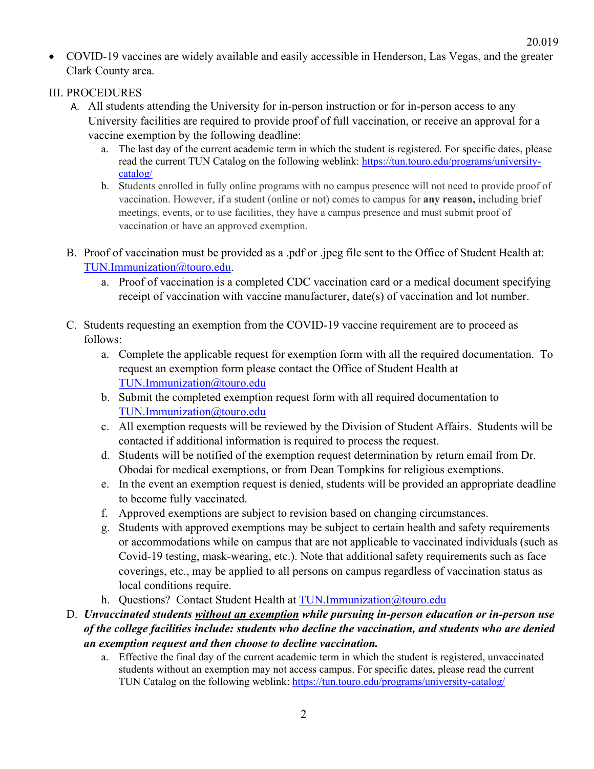- COVID-19 vaccines are widely available and easily accessible in Henderson, Las Vegas, and the greater Clark County area.

III. PROCEDURES

A. All students attending the University for in-person instruction or for in-person access to any University facilities are required to provide proof of full vaccination, or receive an approval for a vaccine exemption by the following deadline:

   a. The last day of the current academic term in which the student is registered. For specific dates, please read the current TUN Catalog on the following weblink: https://tun.touro.edu/programs/university-catalog/

   b. Students enrolled in fully online programs with no campus presence will not need to provide proof of vaccination. However, if a student (online or not) comes to campus for **any reason,** including brief meetings, events, or to use facilities, they have a campus presence and must submit proof of vaccination or have an approved exemption.

B. Proof of vaccination must be provided as a .pdf or .jpeg file sent to the Office of Student Health at: TUN.Immunization@touro.edu.

   a. Proof of vaccination is a completed CDC vaccination card or a medical document specifying receipt of vaccination with vaccine manufacturer, date(s) of vaccination and lot number.

C. Students requesting an exemption from the COVID-19 vaccine requirement are to proceed as follows:

   a. Complete the applicable request for exemption form with all the required documentation. To request an exemption form please contact the Office of Student Health at TUN.Immunization@touro.edu

   b. Submit the completed exemption request form with all required documentation to TUN.Immunization@touro.edu

   c. All exemption requests will be reviewed by the Division of Student Affairs. Students will be contacted if additional information is required to process the request.

   d. Students will be notified of the exemption request determination by return email from Dr. Obodai for medical exemptions, or from Dean Tompkins for religious exemptions.

   e. In the event an exemption request is denied, students will be provided an appropriate deadline to become fully vaccinated.

   f. Approved exemptions are subject to revision based on changing circumstances.

   g. Students with approved exemptions may be subject to certain health and safety requirements or accommodations while on campus that are not applicable to vaccinated individuals (such as Covid-19 testing, mask-wearing, etc.). Note that additional safety requirements such as face coverings, etc., may be applied to all persons on campus regardless of vaccination status as local conditions require.

   h. Questions? Contact Student Health at TUN.Immunization@touro.edu

D. ***Unvaccinated students <u>without an exemption</u> while pursuing in-person education or in-person use of the college facilities include: students who decline the vaccination, and students who are denied an exemption request and then choose to decline vaccination.***

   a. Effective the final day of the current academic term in which the student is registered, unvaccinated students without an exemption may not access campus. For specific dates, please read the current TUN Catalog on the following weblink: https://tun.touro.edu/programs/university-catalog/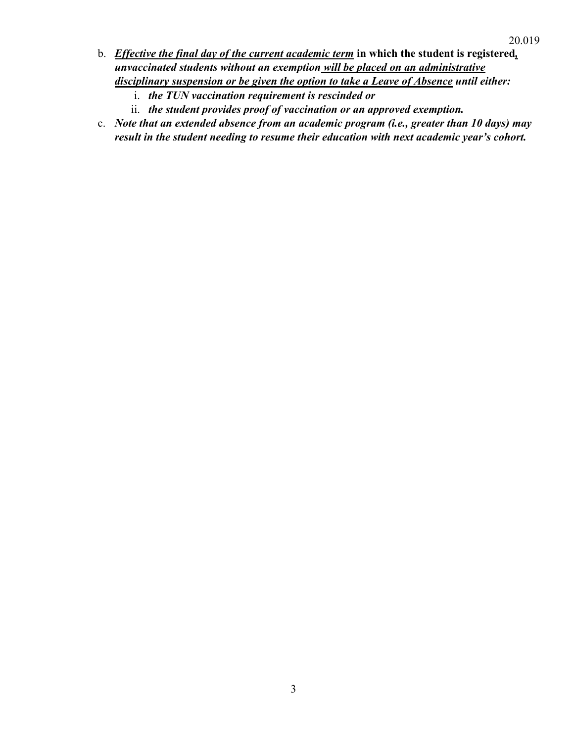b. ***Effective the final day of the current academic term*** **in which the student is registered, *unvaccinated students without an exemption will be placed on an administrative disciplinary suspension or be given the option to take a Leave of Absence until either:***
   i. ***the TUN vaccination requirement is rescinded or***
   ii. ***the student provides proof of vaccination or an approved exemption.***

c. ***Note that an extended absence from an academic program (i.e., greater than 10 days) may result in the student needing to resume their education with next academic year's cohort.***